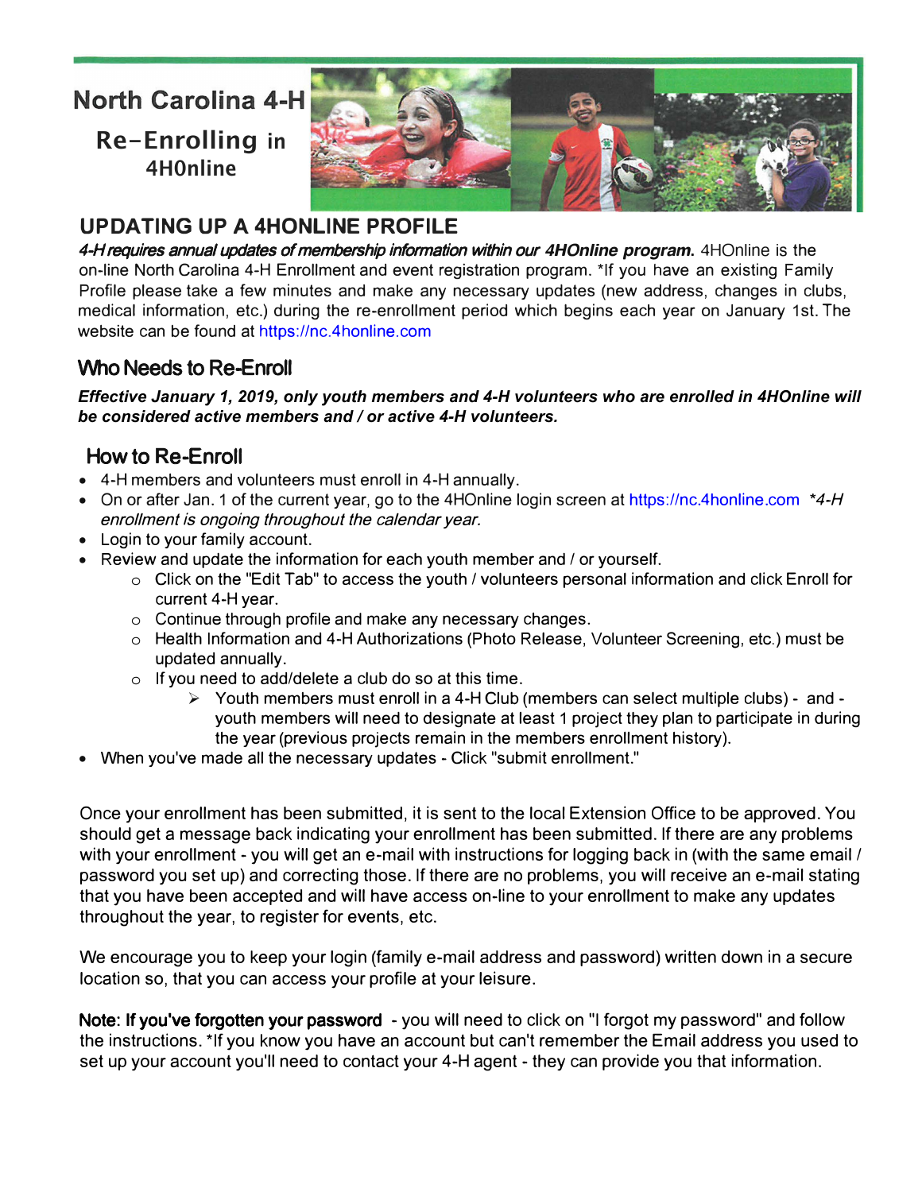# North Carolina 4-H

## Re-Enrolling in 4HOnline

## UPDATING UP A 4HONLINE PROFILE

***4-H requires annual updates of membership information within our 4HOnline program.*** 4HOnline is the on-line North Carolina 4-H Enrollment and event registration program. *If you have an existing Family Profile please take a few minutes and make any necessary updates (new address, changes in clubs, medical information, etc.) during the re-enrollment period which begins each year on January 1st. The website can be found at https://nc.4honline.com

### Who Needs to Re-Enroll

***Effective January 1, 2019, only youth members and 4-H volunteers who are enrolled in 4HOnline will be considered active members and / or active 4-H volunteers.***

### How to Re-Enroll

- 4-H members and volunteers must enroll in 4-H annually.
- On or after Jan. 1 of the current year, go to the 4HOnline login screen at https://nc.4honline.com *\*4-H enrollment is ongoing throughout the calendar year.*
- Login to your family account.
- Review and update the information for each youth member and / or yourself.
  - Click on the "Edit Tab" to access the youth / volunteers personal information and click Enroll for current 4-H year.
  - Continue through profile and make any necessary changes.
  - Health Information and 4-H Authorizations (Photo Release, Volunteer Screening, etc.) must be updated annually.
  - If you need to add/delete a club do so at this time.
    - Youth members must enroll in a 4-H Club (members can select multiple clubs) - and - youth members will need to designate at least 1 project they plan to participate in during the year (previous projects remain in the members enrollment history).
- When you've made all the necessary updates - Click "submit enrollment."

Once your enrollment has been submitted, it is sent to the local Extension Office to be approved. You should get a message back indicating your enrollment has been submitted. If there are any problems with your enrollment - you will get an e-mail with instructions for logging back in (with the same email / password you set up) and correcting those. If there are no problems, you will receive an e-mail stating that you have been accepted and will have access on-line to your enrollment to make any updates throughout the year, to register for events, etc.

We encourage you to keep your login (family e-mail address and password) written down in a secure location so, that you can access your profile at your leisure.

**Note: If you've forgotten your password** - you will need to click on "I forgot my password" and follow the instructions. *If you know you have an account but can't remember the Email address you used to set up your account you'll need to contact your 4-H agent - they can provide you that information.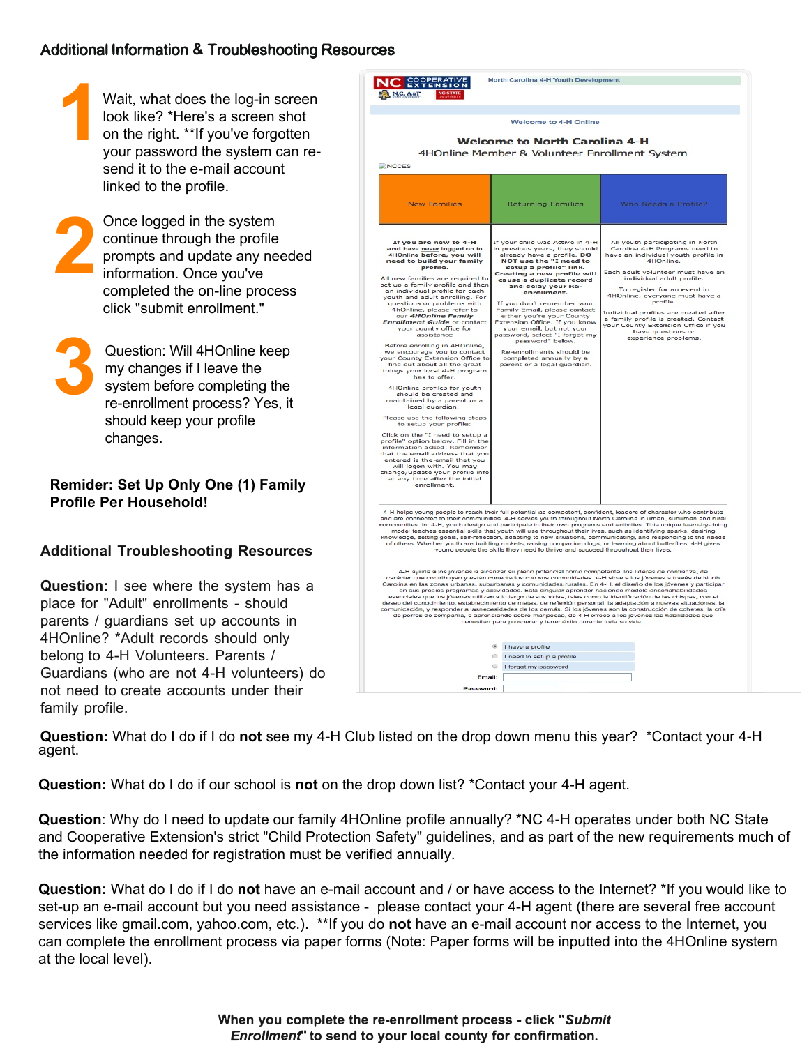## Additional Information & Troubleshooting Resources

**1** Wait, what does the log-in screen look like? *Here's a screen shot on the right. **If you've forgotten your password the system can re-send it to the e-mail account linked to the profile.

**2** Once logged in the system continue through the profile prompts and update any needed information. Once you've completed the on-line process click "submit enrollment."

**3** Question: Will 4HOnline keep my changes if I leave the system before completing the re-enrollment process? Yes, it should keep your profile changes.

**Remider: Set Up Only One (1) Family Profile Per Household!**

NC COOPERATIVE EXTENSION

N.C. A&T STATE UNIVERSITY — NC STATE UNIVERSITY

North Carolina 4-H Youth Development

Welcome to 4-H Online

**Welcome to North Carolina 4-H**

4HOnline Member & Volunteer Enrollment System

| New Families | Returning Families | Who Needs a Profile? |
|---|---|---|
| **If you are new to 4-H and have never logged on to 4HOnline before, you will need to build your family profile.** All new families are required to set up a family profile and then an individual profile for each youth and adult enrolling. For questions or problems with 4hOnline, please refer to our ***4HOnline Family Enrollment Guide*** or contact your county office for assistance. Before enrolling in 4HOnline, we encourage you to contact your County Extension Office to find out about all the great things your local 4-H program has to offer. 4HOnline profiles for youth should be created and maintained by a parent or a legal guardian. Please use the following steps to setup your profile: Click on the "I need to setup a profile" option below. Fill in the information asked. Remember that the email address that you entered is the email that you will logon with. You may change/update your profile info at any time after the initial enrollment. | If your child was Active in 4-H in previous years, they should already have a profile. **DO NOT use the "I need to setup a profile" link. Creating a new profile will cause a duplicate record and delay your Re-enrollment.** If you don't remember your Family Email, please contact either you're your County Extension Office. If you know your email, but not your password, select "I forgot my password" below. Re-enrollments should be completed annually by a parent or a legal guardian. | All youth participating in North Carolina 4-H Programs need to have an individual youth profile in 4HOnline. Each adult volunteer must have an individual adult profile. To register for an event in 4HOnline, everyone must have a profile. Individual profiles are created after a family profile is created. Contact your County Extension Office if you have questions or experience problems. |

4-H helps young people to reach their full potential as competent, confident, leaders of character who contribute and are connected to their communities. 4-H serves youth throughout North Carolina in urban, suburban and rural communities. In 4-H, youth design and participate in their own programs and activities. This unique learn-by-doing model teaches essential skills that youth will use throughout their lives, such as identifying sparks, desiring knowledge, setting goals, self-reflection, adapting to new situations, communicating, and responding to the needs of others. Whether youth are building rockets, raising companion dogs, or learning about butterflies, 4-H gives young people the skills they need to thrive and succeed throughout their lives.

4-H ayuda a los jóvenes a alcanzar su pleno potencial como competente, los líderes de confianza, de carácter que contribuyen y están conectados con sus comunidades. 4-H sirve a los jóvenes a través de North Carolina en las zonas urbanas, suburbanas y comunidades rurales. En 4-H, el diseño de los jóvenes y participar en sus propios programas y actividades. Esta singular aprender haciendo modelo enseñahabilidades esenciales que los jóvenes utilizan a lo largo de sus vidas, tales como la identificación de las chispas, con el deseo del conocimiento, establecimiento de metas, de reflexión personal, la adaptación a nuevas situaciones, la comunicación, y responder a lasnecesidades de los demás. Si los jóvenes son la construcción de cohetes, la cría de perros de compañía, o aprendiendo sobre mariposas, de 4-H ofrece a los jóvenes las habilidades que necesitan para prosperar y tener éxito durante toda su vida.

- I have a profile
- I need to setup a profile
- I forgot my password

Email:

Password:

### Additional Troubleshooting Resources

**Question:** I see where the system has a place for "Adult" enrollments - should parents / guardians set up accounts in 4HOnline? *Adult records should only belong to 4-H Volunteers. Parents / Guardians (who are not 4-H volunteers) do not need to create accounts under their family profile.

**Question:** What do I do if I do **not** see my 4-H Club listed on the drop down menu this year? *Contact your 4-H agent.

**Question:** What do I do if our school is **not** on the drop down list? *Contact your 4-H agent.

**Question**: Why do I need to update our family 4HOnline profile annually? *NC 4-H operates under both NC State and Cooperative Extension's strict "Child Protection Safety" guidelines, and as part of the new requirements much of the information needed for registration must be verified annually.

**Question:** What do I do if I do **not** have an e-mail account and / or have access to the Internet? *If you would like to set-up an e-mail account but you need assistance - please contact your 4-H agent (there are several free account services like gmail.com, yahoo.com, etc.). **If you do **not** have an e-mail account nor access to the Internet, you can complete the enrollment process via paper forms (Note: Paper forms will be inputted into the 4HOnline system at the local level).

**When you complete the re-enrollment process - click "*Submit Enrollment*" to send to your local county for confirmation.**